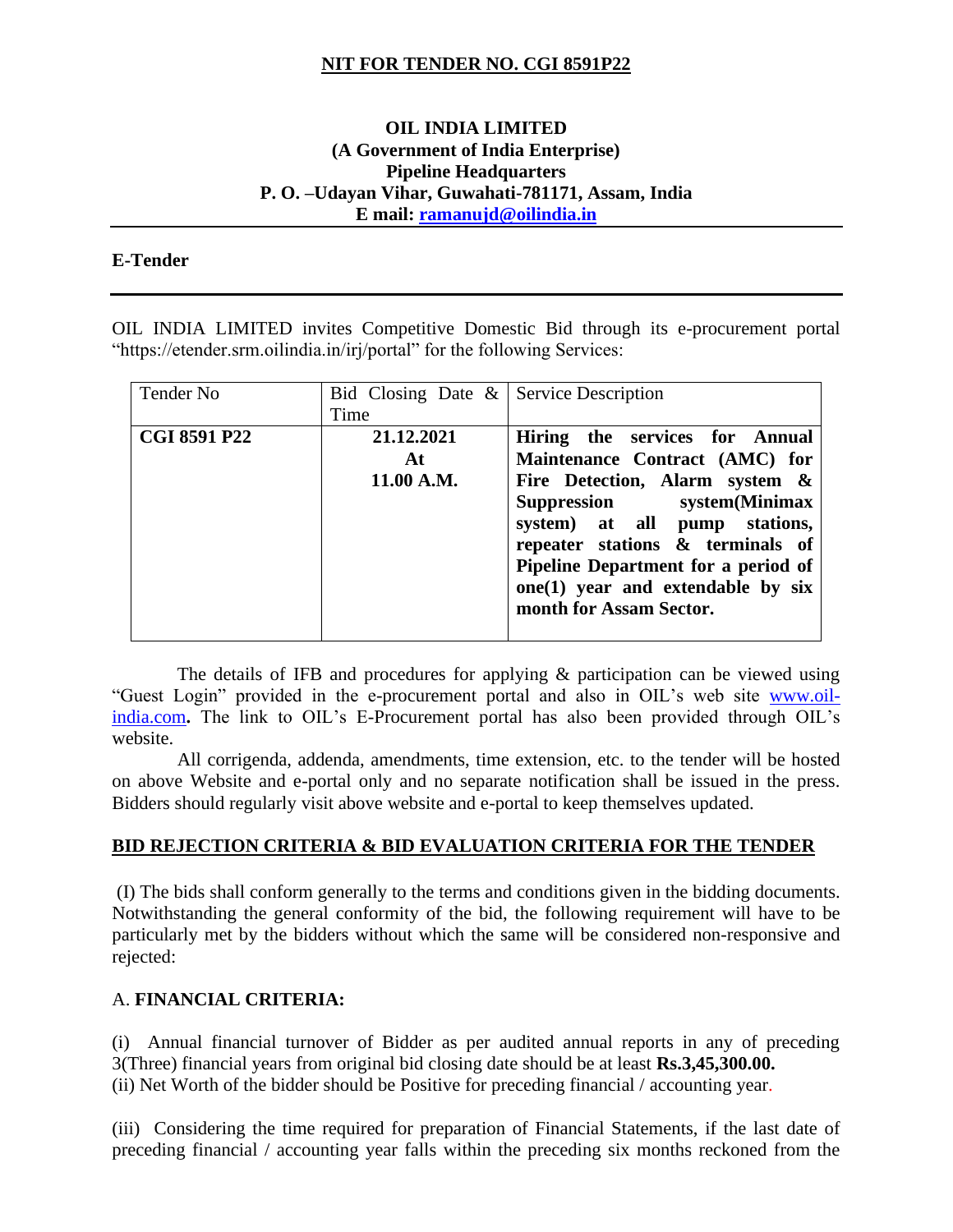## NIT FOR TENDER NO. CGI 8591P22

**OIL INDIA LIMITED**
**(A Government of India Enterprise)**
**Pipeline Headquarters**
**P. O. –Udayan Vihar, Guwahati-781171, Assam, India**
**E mail: ramanujd@oilindia.in**

**E-Tender**

OIL INDIA LIMITED invites Competitive Domestic Bid through its e-procurement portal "https://etender.srm.oilindia.in/irj/portal" for the following Services:

| Tender No | Bid Closing Date & Time | Service Description |
|---|---|---|
| **CGI 8591 P22** | **21.12.2021 At 11.00 A.M.** | **Hiring the services for Annual Maintenance Contract (AMC) for Fire Detection, Alarm system & Suppression system(Minimax system) at all pump stations, repeater stations & terminals of Pipeline Department for a period of one(1) year and extendable by six month for Assam Sector.** |

The details of IFB and procedures for applying & participation can be viewed using "Guest Login" provided in the e-procurement portal and also in OIL's web site www.oil-india.com**.** The link to OIL's E-Procurement portal has also been provided through OIL's website.

All corrigenda, addenda, amendments, time extension, etc. to the tender will be hosted on above Website and e-portal only and no separate notification shall be issued in the press. Bidders should regularly visit above website and e-portal to keep themselves updated.

**BID REJECTION CRITERIA & BID EVALUATION CRITERIA FOR THE TENDER**

(I) The bids shall conform generally to the terms and conditions given in the bidding documents. Notwithstanding the general conformity of the bid, the following requirement will have to be particularly met by the bidders without which the same will be considered non-responsive and rejected:

A. **FINANCIAL CRITERIA:**

(i) Annual financial turnover of Bidder as per audited annual reports in any of preceding 3(Three) financial years from original bid closing date should be at least **Rs.3,45,300.00.**
(ii) Net Worth of the bidder should be Positive for preceding financial / accounting year.

(iii) Considering the time required for preparation of Financial Statements, if the last date of preceding financial / accounting year falls within the preceding six months reckoned from the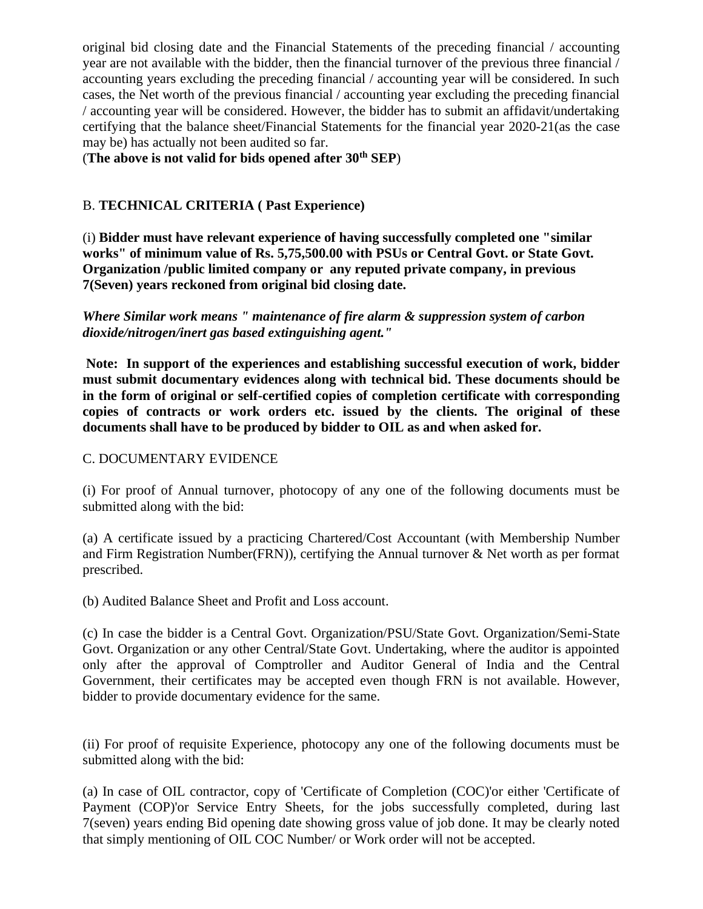original bid closing date and the Financial Statements of the preceding financial / accounting year are not available with the bidder, then the financial turnover of the previous three financial / accounting years excluding the preceding financial / accounting year will be considered. In such cases, the Net worth of the previous financial / accounting year excluding the preceding financial / accounting year will be considered. However, the bidder has to submit an affidavit/undertaking certifying that the balance sheet/Financial Statements for the financial year 2020-21(as the case may be) has actually not been audited so far.

(**The above is not valid for bids opened after 30th SEP**)

B. **TECHNICAL CRITERIA ( Past Experience)**

(i) **Bidder must have relevant experience of having successfully completed one "similar works" of minimum value of Rs. 5,75,500.00 with PSUs or Central Govt. or State Govt. Organization /public limited company or any reputed private company, in previous 7(Seven) years reckoned from original bid closing date.**

***Where Similar work means " maintenance of fire alarm & suppression system of carbon dioxide/nitrogen/inert gas based extinguishing agent."***

**Note: In support of the experiences and establishing successful execution of work, bidder must submit documentary evidences along with technical bid. These documents should be in the form of original or self-certified copies of completion certificate with corresponding copies of contracts or work orders etc. issued by the clients. The original of these documents shall have to be produced by bidder to OIL as and when asked for.**

C. DOCUMENTARY EVIDENCE

(i) For proof of Annual turnover, photocopy of any one of the following documents must be submitted along with the bid:

(a) A certificate issued by a practicing Chartered/Cost Accountant (with Membership Number and Firm Registration Number(FRN)), certifying the Annual turnover & Net worth as per format prescribed.

(b) Audited Balance Sheet and Profit and Loss account.

(c) In case the bidder is a Central Govt. Organization/PSU/State Govt. Organization/Semi-State Govt. Organization or any other Central/State Govt. Undertaking, where the auditor is appointed only after the approval of Comptroller and Auditor General of India and the Central Government, their certificates may be accepted even though FRN is not available. However, bidder to provide documentary evidence for the same.

(ii) For proof of requisite Experience, photocopy any one of the following documents must be submitted along with the bid:

(a) In case of OIL contractor, copy of 'Certificate of Completion (COC)'or either 'Certificate of Payment (COP)'or Service Entry Sheets, for the jobs successfully completed, during last 7(seven) years ending Bid opening date showing gross value of job done. It may be clearly noted that simply mentioning of OIL COC Number/ or Work order will not be accepted.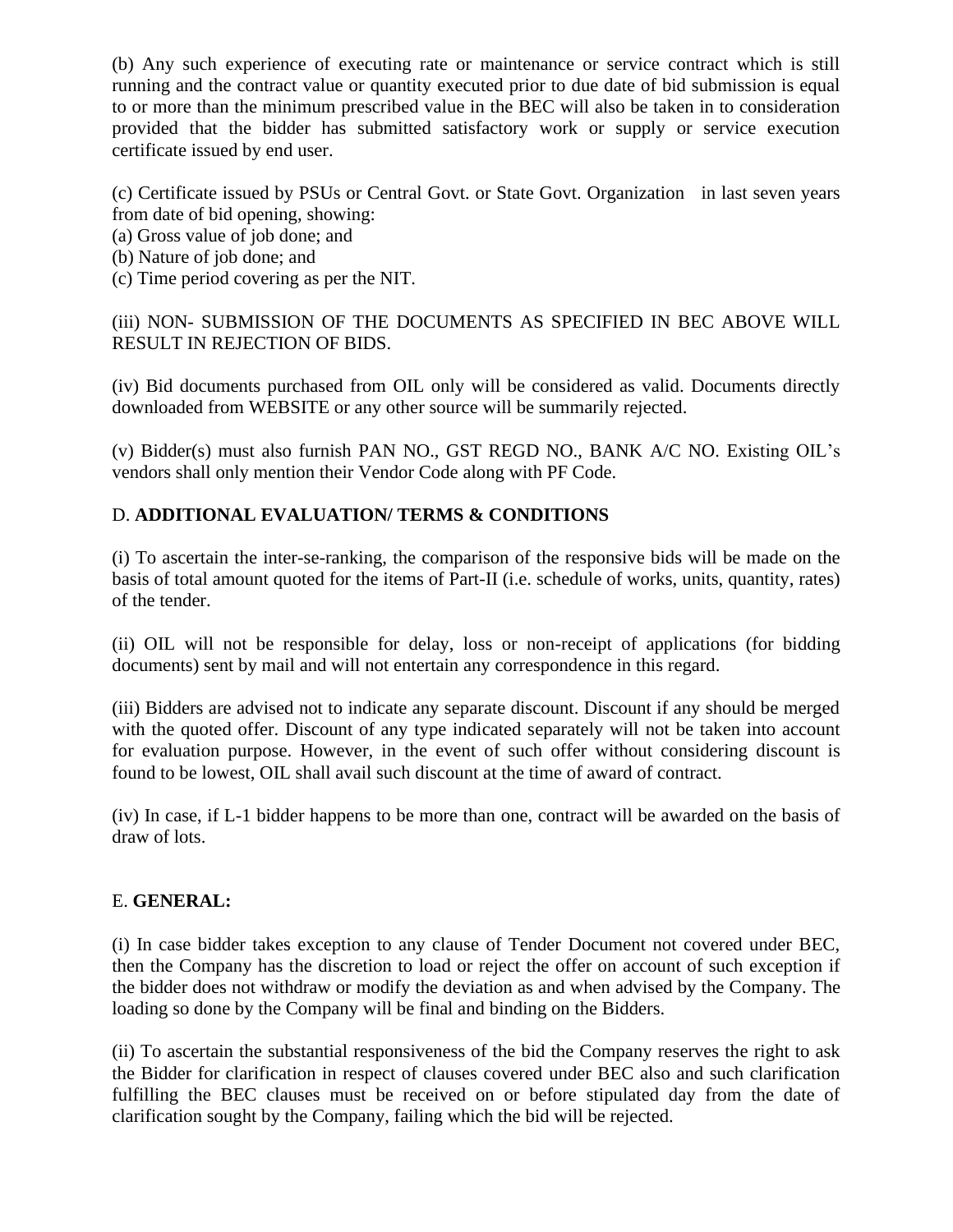(b) Any such experience of executing rate or maintenance or service contract which is still running and the contract value or quantity executed prior to due date of bid submission is equal to or more than the minimum prescribed value in the BEC will also be taken in to consideration provided that the bidder has submitted satisfactory work or supply or service execution certificate issued by end user.

(c) Certificate issued by PSUs or Central Govt. or State Govt. Organization in last seven years from date of bid opening, showing:

(a) Gross value of job done; and

(b) Nature of job done; and

(c) Time period covering as per the NIT.

(iii) NON- SUBMISSION OF THE DOCUMENTS AS SPECIFIED IN BEC ABOVE WILL RESULT IN REJECTION OF BIDS.

(iv) Bid documents purchased from OIL only will be considered as valid. Documents directly downloaded from WEBSITE or any other source will be summarily rejected.

(v) Bidder(s) must also furnish PAN NO., GST REGD NO., BANK A/C NO. Existing OIL's vendors shall only mention their Vendor Code along with PF Code.

## D. **ADDITIONAL EVALUATION/ TERMS & CONDITIONS**

(i) To ascertain the inter-se-ranking, the comparison of the responsive bids will be made on the basis of total amount quoted for the items of Part-II (i.e. schedule of works, units, quantity, rates) of the tender.

(ii) OIL will not be responsible for delay, loss or non-receipt of applications (for bidding documents) sent by mail and will not entertain any correspondence in this regard.

(iii) Bidders are advised not to indicate any separate discount. Discount if any should be merged with the quoted offer. Discount of any type indicated separately will not be taken into account for evaluation purpose. However, in the event of such offer without considering discount is found to be lowest, OIL shall avail such discount at the time of award of contract.

(iv) In case, if L-1 bidder happens to be more than one, contract will be awarded on the basis of draw of lots.

## E. **GENERAL:**

(i) In case bidder takes exception to any clause of Tender Document not covered under BEC, then the Company has the discretion to load or reject the offer on account of such exception if the bidder does not withdraw or modify the deviation as and when advised by the Company. The loading so done by the Company will be final and binding on the Bidders.

(ii) To ascertain the substantial responsiveness of the bid the Company reserves the right to ask the Bidder for clarification in respect of clauses covered under BEC also and such clarification fulfilling the BEC clauses must be received on or before stipulated day from the date of clarification sought by the Company, failing which the bid will be rejected.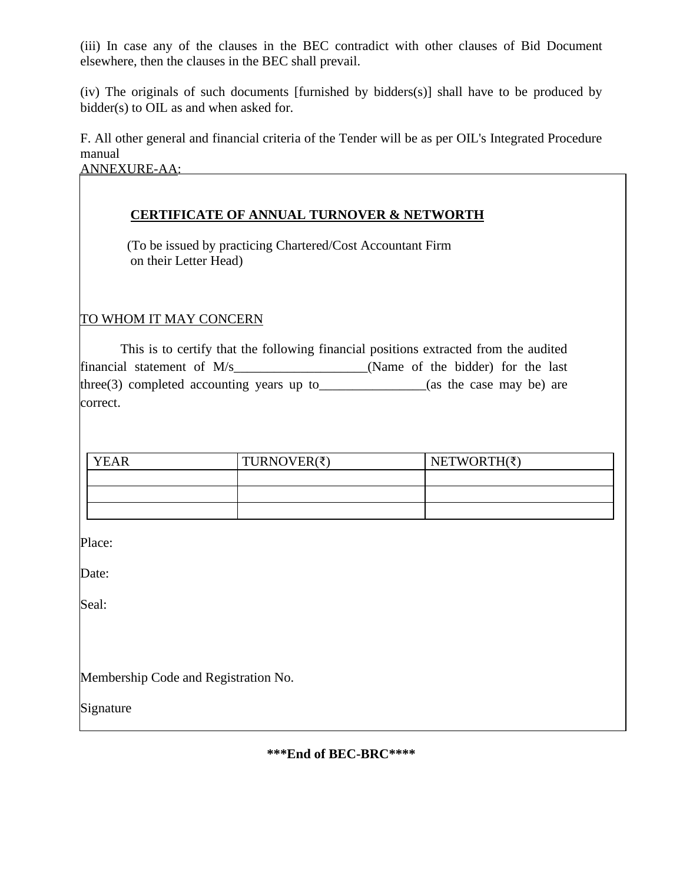(iii) In case any of the clauses in the BEC contradict with other clauses of Bid Document elsewhere, then the clauses in the BEC shall prevail.

(iv) The originals of such documents [furnished by bidders(s)] shall have to be produced by bidder(s) to OIL as and when asked for.

F. All other general and financial criteria of the Tender will be as per OIL's Integrated Procedure manual

ANNEXURE-AA:

**CERTIFICATE OF ANNUAL TURNOVER & NETWORTH**

(To be issued by practicing Chartered/Cost Accountant Firm on their Letter Head)

TO WHOM IT MAY CONCERN

This is to certify that the following financial positions extracted from the audited financial statement of M/s____________________(Name of the bidder) for the last three(3) completed accounting years up to________________(as the case may be) are correct.

| YEAR | TURNOVER(₹) | NETWORTH(₹) |
|---|---|---|
| | | |
| | | |
| | | |

Place:

Date:

Seal:

Membership Code and Registration No.

Signature

**\*\*\*End of BEC-BRC\*\*\*\***